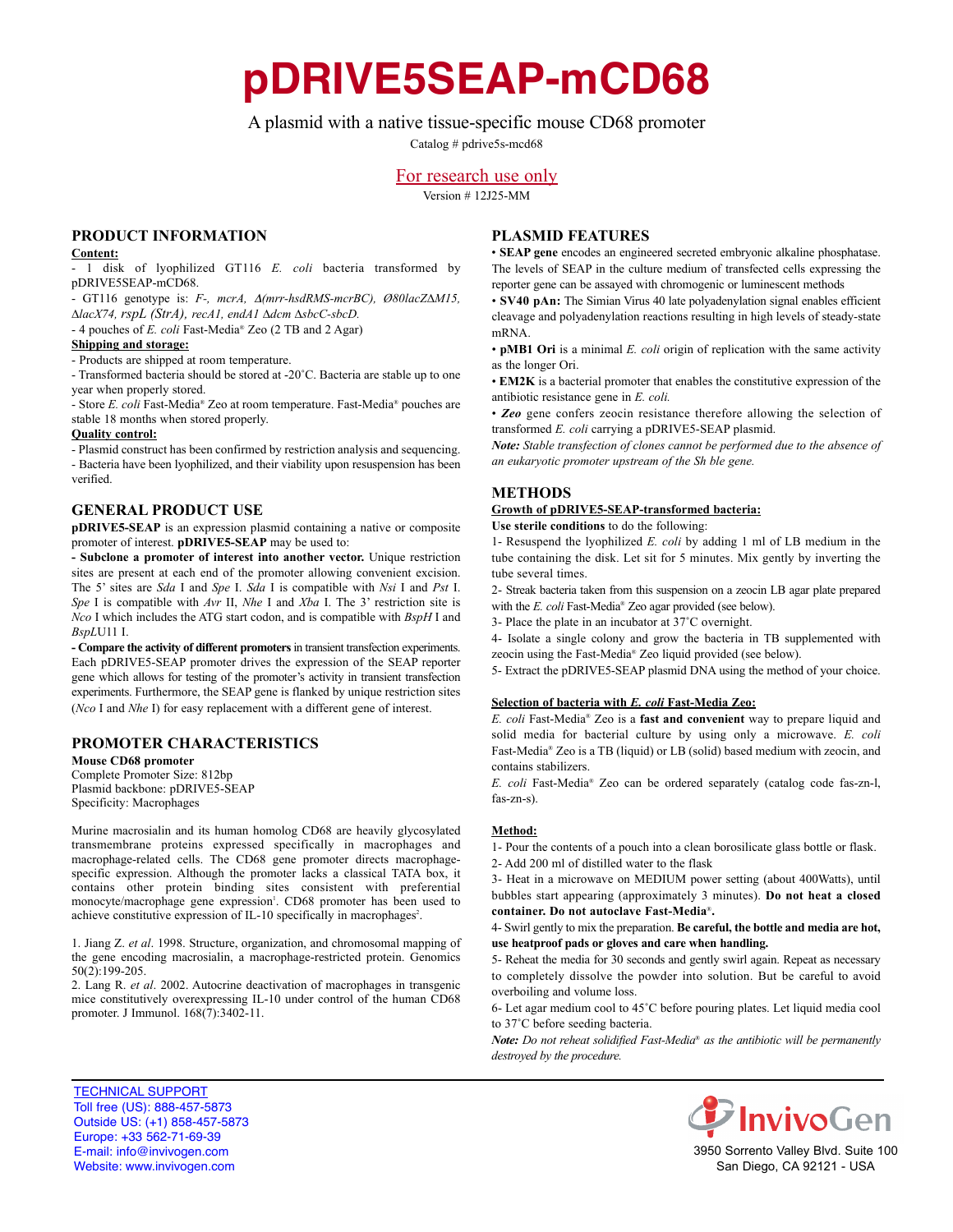# pDRIVE5SEAP-mCD68

A plasmid with a native tissue-specific mouse CD68 promoter

Catalog # pdrive5s-mcd68

For research use only

Version # 12J25-MM

## PRODUCT INFORMATION

**Content:**

- 1 disk of lyophilized GT116 *E. coli* bacteria transformed by pDRIVE5SEAP-mCD68.
- GT116 genotype is: *F-, mcrA, Δ(mrr-hsdRMS-mcrBC), Ø80lacZΔM15, ΔlacX74, rspL (StrA), recA1, endA1 Δdcm ΔsbcC-sbcD.*
- 4 pouches of *E. coli* Fast-Media® Zeo (2 TB and 2 Agar)

**Shipping and storage:**

- Products are shipped at room temperature.
- Transformed bacteria should be stored at -20˚C. Bacteria are stable up to one year when properly stored.
- Store *E. coli* Fast-Media® Zeo at room temperature. Fast-Media® pouches are stable 18 months when stored properly.

**Quality control:**

- Plasmid construct has been confirmed by restriction analysis and sequencing.
- Bacteria have been lyophilized, and their viability upon resuspension has been verified.

## GENERAL PRODUCT USE

**pDRIVE5-SEAP** is an expression plasmid containing a native or composite promoter of interest. **pDRIVE5-SEAP** may be used to:

**- Subclone a promoter of interest into another vector.** Unique restriction sites are present at each end of the promoter allowing convenient excision. The 5' sites are *Sda* I and *Spe* I. *Sda* I is compatible with *Nsi* I and *Pst* I. *Spe* I is compatible with *Avr* II, *Nhe* I and *Xba* I. The 3' restriction site is *Nco* I which includes the ATG start codon, and is compatible with *BspH* I and *BspLU*11 I.

**- Compare the activity of different promoters** in transient transfection experiments. Each pDRIVE5-SEAP promoter drives the expression of the SEAP reporter gene which allows for testing of the promoter's activity in transient transfection experiments. Furthermore, the SEAP gene is flanked by unique restriction sites (*Nco* I and *Nhe* I) for easy replacement with a different gene of interest.

## PROMOTER CHARACTERISTICS

**Mouse CD68 promoter**

Complete Promoter Size: 812bp

Plasmid backbone: pDRIVE5-SEAP

Specificity: Macrophages

Murine macrosialin and its human homolog CD68 are heavily glycosylated transmembrane proteins expressed specifically in macrophages and macrophage-related cells. The CD68 gene promoter directs macrophage-specific expression. Although the promoter lacks a classical TATA box, it contains other protein binding sites consistent with preferential monocyte/macrophage gene expression[1]. CD68 promoter has been used to achieve constitutive expression of IL-10 specifically in macrophages[2].

1. Jiang Z. *et al*. 1998. Structure, organization, and chromosomal mapping of the gene encoding macrosialin, a macrophage-restricted protein. Genomics 50(2):199-205.
2. Lang R. *et al*. 2002. Autocrine deactivation of macrophages in transgenic mice constitutively overexpressing IL-10 under control of the human CD68 promoter. J Immunol. 168(7):3402-11.

## PLASMID FEATURES

• **SEAP gene** encodes an engineered secreted embryonic alkaline phosphatase. The levels of SEAP in the culture medium of transfected cells expressing the reporter gene can be assayed with chromogenic or luminescent methods

• **SV40 pAn:** The Simian Virus 40 late polyadenylation signal enables efficient cleavage and polyadenylation reactions resulting in high levels of steady-state mRNA.

• **pMB1 Ori** is a minimal *E. coli* origin of replication with the same activity as the longer Ori.

• **EM2K** is a bacterial promoter that enables the constitutive expression of the antibiotic resistance gene in *E. coli.*

• ***Zeo*** gene confers zeocin resistance therefore allowing the selection of transformed *E. coli* carrying a pDRIVE5-SEAP plasmid.

***Note:*** *Stable transfection of clones cannot be performed due to the absence of an eukaryotic promoter upstream of the Sh ble gene.*

## METHODS

**Growth of pDRIVE5-SEAP-transformed bacteria:**

**Use sterile conditions** to do the following:

1- Resuspend the lyophilized *E. coli* by adding 1 ml of LB medium in the tube containing the disk. Let sit for 5 minutes. Mix gently by inverting the tube several times.

2- Streak bacteria taken from this suspension on a zeocin LB agar plate prepared with the *E. coli* Fast-Media® Zeo agar provided (see below).

3- Place the plate in an incubator at 37˚C overnight.

4- Isolate a single colony and grow the bacteria in TB supplemented with zeocin using the Fast-Media® Zeo liquid provided (see below).

5- Extract the pDRIVE5-SEAP plasmid DNA using the method of your choice.

**Selection of bacteria with *E. coli* Fast-Media Zeo:**

*E. coli* Fast-Media® Zeo is a **fast and convenient** way to prepare liquid and solid media for bacterial culture by using only a microwave. *E. coli* Fast-Media® Zeo is a TB (liquid) or LB (solid) based medium with zeocin, and contains stabilizers.

*E. coli* Fast-Media® Zeo can be ordered separately (catalog code fas-zn-l, fas-zn-s).

**Method:**

1- Pour the contents of a pouch into a clean borosilicate glass bottle or flask.

2- Add 200 ml of distilled water to the flask

3- Heat in a microwave on MEDIUM power setting (about 400Watts), until bubbles start appearing (approximately 3 minutes). **Do not heat a closed container. Do not autoclave Fast-Media®.**

4- Swirl gently to mix the preparation. **Be careful, the bottle and media are hot, use heatproof pads or gloves and care when handling.**

5- Reheat the media for 30 seconds and gently swirl again. Repeat as necessary to completely dissolve the powder into solution. But be careful to avoid overboiling and volume loss.

6- Let agar medium cool to 45˚C before pouring plates. Let liquid media cool to 37˚C before seeding bacteria.

***Note:*** *Do not reheat solidified Fast-Media® as the antibiotic will be permanently destroyed by the procedure.*

TECHNICAL SUPPORT
Toll free (US): 888-457-5873
Outside US: (+1) 858-457-5873
Europe: +33 562-71-69-39
E-mail: info@invivogen.com
Website: www.invivogen.com

InvivoGen
3950 Sorrento Valley Blvd. Suite 100
San Diego, CA 92121 - USA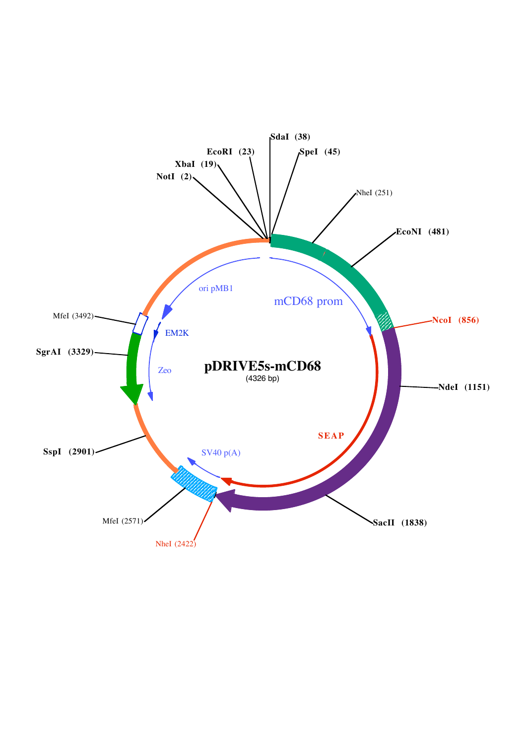# pDRIVE5s-mCD68

(4326 bp)

NotI (2)
XbaI (19)
EcoRI (23)
SdaI (38)
SpeI (45)
NheI (251)
EcoNI (481)
NcoI (856)
NdeI (1151)
SacII (1838)
NheI (2422)
MfeI (2571)
SspI (2901)
SgrAI (3329)
MfeI (3492)

mCD68 prom

SEAP

SV40 p(A)

Zeo

EM2K

ori pMB1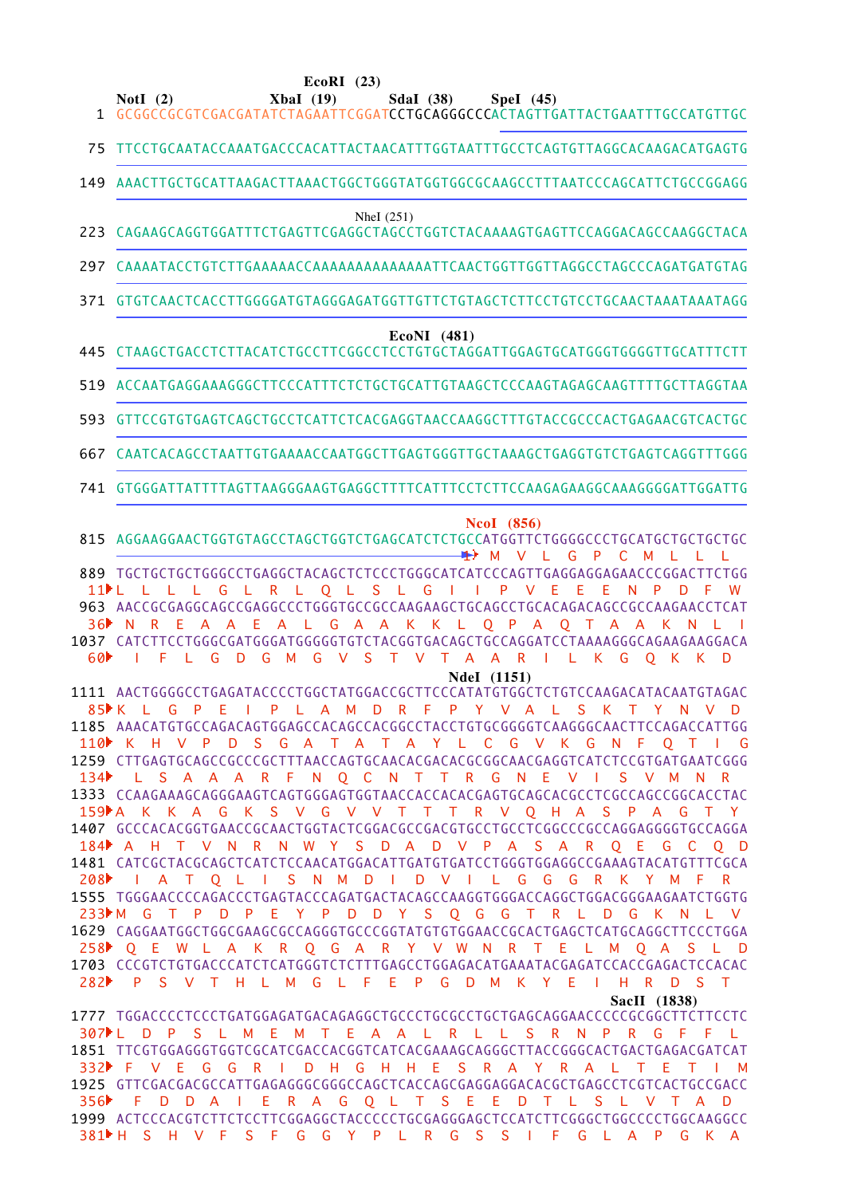```
                              EcoRI (23)
NotI (2)            XbaI (19)       SdaI (38)      SpeI (45)
   1 GCGGCCGCGTCGACGATATCTAGAATTCGGATCCTGCAGGGCCCACTAGTTGATTACTGAATTTGCCATGTTGC

  75 TTCCTGCAATACCAAATGACCCACATTACTAACATTTGGTAATTTGCCTCAGTGTTAGGCACAAGACATGAGTG

 149 AAACTTGCTGCATTAAGACTTAAACTGGCTGGGTATGGTGGCGCAAGCCTTTAATCCCAGCATTCTGCCGGAGG

                              NheI (251)
 223 CAGAAGCAGGTGGATTTCTGAGTTCGAGGCTAGCCTGGTCTACAAAAGTGAGTTCCAGGACAGCCAAGGCTACA

 297 CAAAATACCTGTCTTGAAAAACCAAAAAAAAAAAAAAATTCAACTGGTTGGTTAGGCCTAGCCCAGATGATGTAG

 371 GTGTCAACTCACCTTGGGGATGTAGGGAGATGGTTGTTCTGTAGCTCTTCCTGTCCTGCAACTAAATAAATAGG

                                   EcoNI (481)
 445 CTAAGCTGACCTCTTACATCTGCCTTCGGCCTCCTGTGCTAGGATTGGAGTGCATGGGTGGGGTTGCATTTCTT

 519 ACCAATGAGGAAAGGGCTTCCCATTTCTCTGCTGCATTGTAAGCTCCCAAGTAGAGCAAGTTTTGCTTAGGTAA

 593 GTTCCGTGTGAGTCAGCTGCCTCATTCTCACGAGGTAACCAAGGCTTTGTACCGCCCACTGAGAACGTCACTGC

 667 CAATCACAGCCTAATTGTGAAAACCAATGGCTTGAGTGGGTTGCTAAAGCTGAGGTGTCTGAGTCAGGTTTGGG

 741 GTGGGATTATTTTAGTTAAGGGAAGTGAGGCTTTTCATTTCCTCTTCCAAGAGAAGGCAAAGGGGATTGGATTG

                                              NcoI (856)
 815 AGGAAGGAACTGGTGTAGCCTAGCTGGTCTGAGCATCTCTGCCATGGTTCTGGGGCCCTGCATGCTGCTGCTGC
                                              1▶ M  V  L  G  P  C  M  L  L  L
 889 TGCTGCTGCTGGGCCTGAGGCTACAGCTCTCCCTGGGCATCATCCCAGTTGAGGAGGAGAACCCGGACTTCTGG
 11▶ L  L  L  L  G  L  R  L  Q  L  S  L  G  I  I  P  V  E  E  E  N  P  D  F  W
 963 AACCGCGAGGCAGCCGAGGCCCTGGGTGCCGCCAAGAAGCTGCAGCCTGCACAGACAGCCGCCAAGAACCTCAT
 36▶ N  R  E  A  A  E  A  L  G  A  A  K  K  L  Q  P  A  Q  T  A  A  K  N  L  I
1037 CATCTTCCTGGGCGATGGGATGGGGGTGTCTACGGTGACAGCTGCCAGGATCCTAAAAGGGCAGAAGAAGGACA
 60▶ I  F  L  G  D  G  M  G  V  S  T  V  T  A  A  R  I  L  K  G  Q  K  K  D
                                         NdeI (1151)
1111 AACTGGGGCCTGAGATACCCCTGGCTATGGACCGCTTCCCATATGTGGCTCTGTCCAAGACATACAATGTAGAC
 85▶ K  L  G  P  E  I  P  L  A  M  D  R  F  P  Y  V  A  L  S  K  T  Y  N  V  D
1185 AAACATGTGCCAGACAGTGGAGCCACAGCCACGGCCTACCTGTGCGGGGTCAAGGGCAACTTCCAGACCATTGG
110▶ K  H  V  P  D  S  G  A  T  A  T  A  Y  L  C  G  V  K  G  N  F  Q  T  I  G
1259 CTTGAGTGCAGCCGCCCGCTTTAACCAGTGCAACACGACACGCGGCAACGAGGTCATCTCCGTGATGAATCGGG
134▶ L  S  A  A  A  R  F  N  Q  C  N  T  T  R  G  N  E  V  I  S  V  M  N  R
1333 CCAAGAAAGCAGGGAAGTCAGTGGGAGTGGTAACCACCACACGAGTGCAGCACGCCTCGCCAGCCGGCACCTAC
159▶ A  K  K  A  G  K  S  V  G  V  V  T  T  T  R  V  Q  H  A  S  P  A  G  T  Y
1407 GCCCACACGGTGAACCGCAACTGGTACTCGGACGCCGACGTGCCTGCCTCGGCCCGCCAGGAGGGGTGCCAGGA
184▶ A  H  T  V  N  R  N  W  Y  S  D  A  D  V  P  A  S  A  R  Q  E  G  C  Q  D
1481 CATCGCTACGCAGCTCATCTCCAACATGGACATTGATGTGATCCTGGGTGGAGGCCGAAAGTACATGTTTCGCA
208▶ I  A  T  Q  L  I  S  N  M  D  I  D  V  I  L  G  G  G  R  K  Y  M  F  R
1555 TGGGAACCCCAGACCCTGAGTACCCAGATGACTACAGCCAAGGTGGGACCAGGCTGGACGGGAAGAATCTGGTG
233▶ M  G  T  P  D  P  E  Y  P  D  D  Y  S  Q  G  G  T  R  L  D  G  K  N  L  V
1629 CAGGAATGGCTGGCGAAGCGCCAGGGTGCCCGGTATGTGTGGAACCGCACTGAGCTCATGCAGGCTTCCCTGGA
258▶ Q  E  W  L  A  K  R  Q  G  A  R  Y  V  W  N  R  T  E  L  M  Q  A  S  L  D
1703 CCCGTCTGTGACCCATCTCATGGGTCTCTTTGAGCCTGGAGACATGAAATACGAGATCCACCGAGACTCCACAC
282▶ P  S  V  T  H  L  M  G  L  F  E  P  G  D  M  K  Y  E  I  H  R  D  S  T
                                                            SacII (1838)
1777 TGGACCCCTCCCTGATGGAGATGACAGAGGCTGCCCTGCGCCTGCTGAGCAGGAACCCCCGCGGCTTCTTCCTC
307▶ L  D  P  S  L  M  E  M  T  E  A  A  L  R  L  L  S  R  N  P  R  G  F  F  L
1851 TTCGTGGAGGGTGGTCGCATCGACCACGGTCATCACGAAAGCAGGGCTTACCGGGCACTGACTGAGACGATCAT
332▶ F  V  E  G  G  R  I  D  H  G  H  H  E  S  R  A  Y  R  A  L  T  E  T  I  M
1925 GTTCGACGACGCCATTGAGAGGGCGGGCCAGCTCACCAGCGAGGAGGACACGCTGAGCCTCGTCACTGCCGACC
356▶ F  D  D  A  I  E  R  A  G  Q  L  T  S  E  E  D  T  L  S  L  V  T  A  D
1999 ACTCCCACGTCTTCTCCTTCGGAGGCTACCCCCTGCGAGGGAGCTCCATCTTCGGGCTGGCCCCTGGCAAGGCC
381▶ H  S  H  V  F  S  F  G  G  Y  P  L  R  G  S  S  I  F  G  L  A  P  G  K  A
```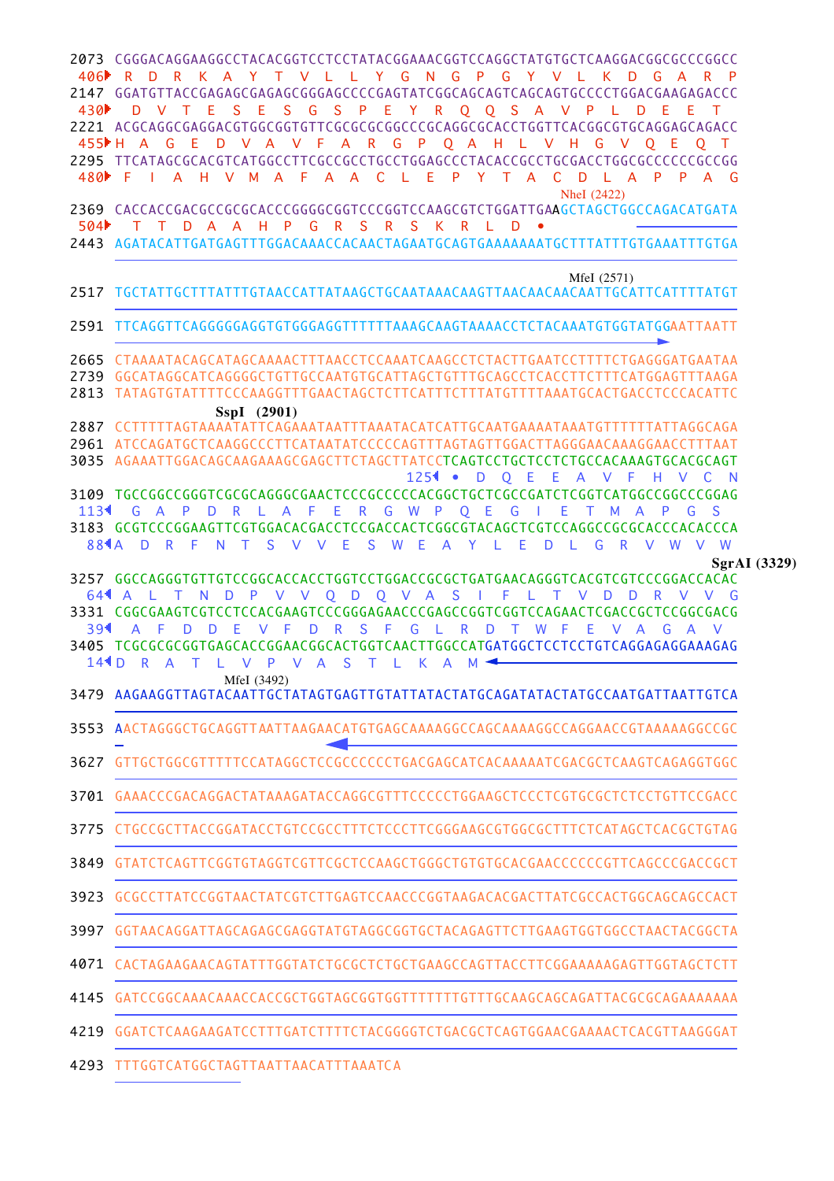```
2073 CGGGACAGGAAGGCCTACACGGTCCTCCTATACGGAAACGGTCCAGGCTATGTGCTCAAGGACGGCGCCCGGCC
406▸  R  D  R  K  A  Y  T  V  L  L  Y  G  N  G  P  G  Y  V  L  K  D  G  A  R  P
2147 GGATGTTACCGAGAGCGAGAGCGGGAGCCCCGAGTATCGGCAGCAGTCAGCAGTGCCCCTGGACGAAGAGACCC
430▸  D  V  T  E  S  E  S  G  S  P  E  Y  R  Q  Q  S  A  V  P  L  D  E  E  T
2221 ACGCAGGCGAGGACGTGGCGGTGTTCGCGCGCGGCCCGCAGGCGCACCTGGTTCACGGCGTGCAGGAGCAGACC
455▸ H  A  G  E  D  V  A  V  F  A  R  G  P  Q  A  H  L  V  H  G  V  Q  E  Q  T
2295 TTCATAGCGCACGTCATGGCCTTCGCCGCCTGCCTGGAGCCCTACACCGCCTGCGACCTGGCGCCCCCCGCCGG
480▸  F  I  A  H  V  M  A  F  A  A  C  L  E  P  Y  T  A  C  D  L  A  P  P  A  G
                                                                         NheI (2422)
2369 CACCACCGACGCCGCGCACCCGGGGCGGTCCCGGTCCAAGCGTCTGGATTGAAGCTAGCTGGCCAGACATGATA
504▸  T  T  D  A  A  H  P  G  R  S  R  S  K  R  L  D  •
2443 AGATACATTGATGAGTTTGGACAAACCACAACTAGAATGCAGTGAAAAAAATGCTTTATTTGTGAAATTTGTGA
                                                                         MfeI (2571)
2517 TGCTATTGCTTTATTTGTAACCATTATAAGCTGCAATAAACAAGTTAACAACAACAATTGCATTCATTTTATGT
2591 TTCAGGTTCAGGGGGAGGTGTGGGAGGTTTTTTAAAGCAAGTAAAACCTCTACAAATGTGGTATGGAATTAATT
2665 CTAAAATACAGCATAGCAAAACTTTAACCTCCAAATCAAGCCTCTACTTGAATCCTTTTCTGAGGGATGAATAA
2739 GGCATAGGCATCAGGGGCTGTTGCCAATGTGCATTAGCTGTTTGCAGCCTCACCTTCTTTCATGGAGTTTAAGA
2813 TATAGTGTATTTTCCCAAGGTTTGAACTAGCTCTTCATTTCTTTATGTTTTAAATGCACTGACCTCCCACATTC
                   SspI (2901)
2887 CCTTTTTAGTAAAATATTCAGAAATAATTTAAATACATCATTGCAATGAAAATAAATGTTTTTTATTAGGCAGA
2961 ATCCAGATGCTCAAGGCCCTTCATAATATCCCCCAGTTTAGTAGTTGGACTTAGGGAACAAAGGAACCTTTAAT
3035 AGAAATTGGACAGCAAGAAAGCGAGCTTCTAGCTTATCCTCAGTCCTGCTCCTCTGCCACAAAGTGCACGCAGT
                                            125◂ •  D  Q  E  E  A  V  F  H  V  C  N
3109 TGCCGGCCGGGTCGCGCAGGGCGAACTCCCGCCCCCACGGCTGCTCGCCGATCTCGGTCATGGCCGGCCCGGAG
113◂  G  A  P  D  R  L  A  F  E  R  G  W  P  Q  E  G  I  E  T  M  A  P  G  S
3183 GCGTCCCGGAAGTTCGTGGACACGACCTCCGACCACTCGGCGTACAGCTCGTCCAGGCCGCGCACCCACACCCA
 88◂A  D  R  F  N  T  S  V  V  E  S  W  E  A  Y  L  E  D  L  G  R  V  W  V  W
                                                                                   SgrAI (3329)
3257 GGCCAGGGTGTTGTCCGGCACCACCTGGTCCTGGACCGCGCTGATGAACAGGGTCACGTCGTCCCGGACCACAC
 64◂ A  L  T  N  D  P  V  V  Q  D  Q  V  A  S  I  F  L  T  V  D  D  R  V  V  G
3331 CGGCGAAGTCGTCCTCCACGAAGTCCCGGGAGAACCCGAGCCGGTCGGTCCAGAACTCGACCGCTCCGGCGACG
 39◂  A  F  D  D  E  V  F  D  R  S  F  G  L  R  D  T  W  F  E  V  A  G  A  V
3405 TCGCGCGCGGTGAGCACCGGAACGGCACTGGTCAACTTGGCCATGATGGCTCCTCCTGTCAGGAGAGGAAAGAG
 14◂D  R  A  T  L  V  P  V  A  S  T  L  K  A  M
           MfeI (3492)
3479 AAGAAGGTTAGTACAATTGCTATAGTGAGTTGTATTATACTATGCAGATATACTATGCCAATGATTAATTGTCA
3553 AACTAGGGCTGCAGGTTAATTAAGAACATGTGAGCAAAAGGCCAGCAAAAGGCCAGGAACCGTAAAAAGGCCGC
3627 GTTGCTGGCGTTTTTCCATAGGCTCCGCCCCCCTGACGAGCATCACAAAAATCGACGCTCAAGTCAGAGGTGGC
3701 GAAACCCGACAGGACTATAAAGATACCAGGCGTTTCCCCCTGGAAGCTCCCTCGTGCGCTCTCCTGTTCCGACC
3775 CTGCCGCTTACCGGATACCTGTCCGCCTTTCTCCCTTCGGGAAGCGTGGCGCTTTCTCATAGCTCACGCTGTAG
3849 GTATCTCAGTTCGGTGTAGGTCGTTCGCTCCAAGCTGGGCTGTGTGCACGAACCCCCCGTTCAGCCCGACCGCT
3923 GCGCCTTATCCGGTAACTATCGTCTTGAGTCCAACCCGGTAAGACACGACTTATCGCCACTGGCAGCAGCCACT
3997 GGTAACAGGATTAGCAGAGCGAGGTATGTAGGCGGTGCTACAGAGTTCTTGAAGTGGTGGCCTAACTACGGCTA
4071 CACTAGAAGAACAGTATTTGGTATCTGCGCTCTGCTGAAGCCAGTTACCTTCGGAAAAAGAGTTGGTAGCTCTT
4145 GATCCGGCAAACAAACCACCGCTGGTAGCGGTGGTTTTTTTGTTTGCAAGCAGCAGATTACGCGCAGAAAAAAA
4219 GGATCTCAAGAAGATCCTTTGATCTTTTCTACGGGGTCTGACGCTCAGTGGAACGAAAACTCACGTTAAGGGAT
4293 TTTGGTCATGGCTAGTTAATTAACATTTAAATCA
```